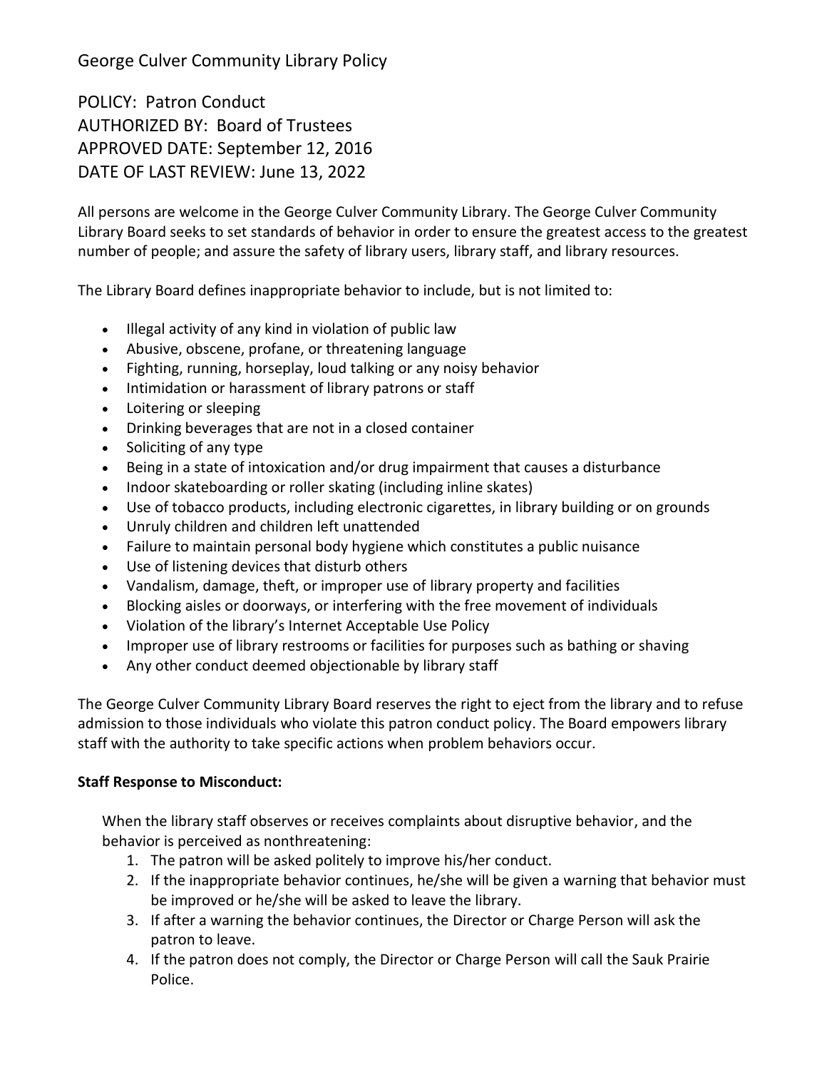# George Culver Community Library Policy

## POLICY: Patron Conduct
## AUTHORIZED BY: Board of Trustees
## APPROVED DATE: September 12, 2016
## DATE OF LAST REVIEW: June 13, 2022

All persons are welcome in the George Culver Community Library. The George Culver Community Library Board seeks to set standards of behavior in order to ensure the greatest access to the greatest number of people; and assure the safety of library users, library staff, and library resources.

The Library Board defines inappropriate behavior to include, but is not limited to:

- Illegal activity of any kind in violation of public law
- Abusive, obscene, profane, or threatening language
- Fighting, running, horseplay, loud talking or any noisy behavior
- Intimidation or harassment of library patrons or staff
- Loitering or sleeping
- Drinking beverages that are not in a closed container
- Soliciting of any type
- Being in a state of intoxication and/or drug impairment that causes a disturbance
- Indoor skateboarding or roller skating (including inline skates)
- Use of tobacco products, including electronic cigarettes, in library building or on grounds
- Unruly children and children left unattended
- Failure to maintain personal body hygiene which constitutes a public nuisance
- Use of listening devices that disturb others
- Vandalism, damage, theft, or improper use of library property and facilities
- Blocking aisles or doorways, or interfering with the free movement of individuals
- Violation of the library's Internet Acceptable Use Policy
- Improper use of library restrooms or facilities for purposes such as bathing or shaving
- Any other conduct deemed objectionable by library staff

The George Culver Community Library Board reserves the right to eject from the library and to refuse admission to those individuals who violate this patron conduct policy. The Board empowers library staff with the authority to take specific actions when problem behaviors occur.

**Staff Response to Misconduct:**

When the library staff observes or receives complaints about disruptive behavior, and the behavior is perceived as nonthreatening:

1. The patron will be asked politely to improve his/her conduct.
2. If the inappropriate behavior continues, he/she will be given a warning that behavior must be improved or he/she will be asked to leave the library.
3. If after a warning the behavior continues, the Director or Charge Person will ask the patron to leave.
4. If the patron does not comply, the Director or Charge Person will call the Sauk Prairie Police.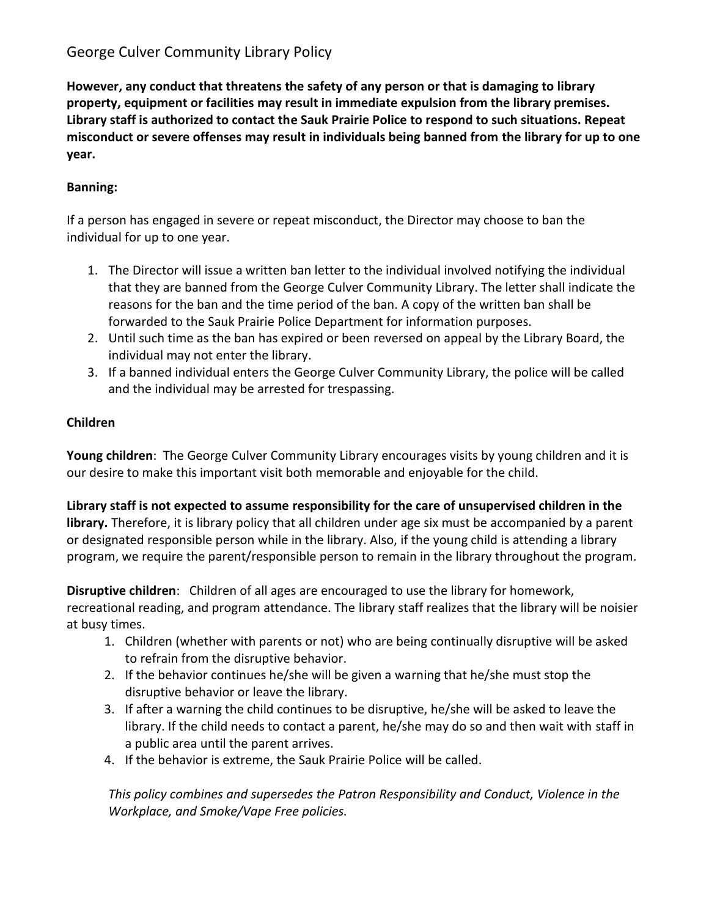George Culver Community Library Policy

**However, any conduct that threatens the safety of any person or that is damaging to library property, equipment or facilities may result in immediate expulsion from the library premises. Library staff is authorized to contact the Sauk Prairie Police to respond to such situations. Repeat misconduct or severe offenses may result in individuals being banned from the library for up to one year.**

**Banning:**

If a person has engaged in severe or repeat misconduct, the Director may choose to ban the individual for up to one year.

1. The Director will issue a written ban letter to the individual involved notifying the individual that they are banned from the George Culver Community Library. The letter shall indicate the reasons for the ban and the time period of the ban. A copy of the written ban shall be forwarded to the Sauk Prairie Police Department for information purposes.
2. Until such time as the ban has expired or been reversed on appeal by the Library Board, the individual may not enter the library.
3. If a banned individual enters the George Culver Community Library, the police will be called and the individual may be arrested for trespassing.

**Children**

**Young children**: The George Culver Community Library encourages visits by young children and it is our desire to make this important visit both memorable and enjoyable for the child.

**Library staff is not expected to assume responsibility for the care of unsupervised children in the library.** Therefore, it is library policy that all children under age six must be accompanied by a parent or designated responsible person while in the library. Also, if the young child is attending a library program, we require the parent/responsible person to remain in the library throughout the program.

**Disruptive children**: Children of all ages are encouraged to use the library for homework, recreational reading, and program attendance. The library staff realizes that the library will be noisier at busy times.

1. Children (whether with parents or not) who are being continually disruptive will be asked to refrain from the disruptive behavior.
2. If the behavior continues he/she will be given a warning that he/she must stop the disruptive behavior or leave the library.
3. If after a warning the child continues to be disruptive, he/she will be asked to leave the library. If the child needs to contact a parent, he/she may do so and then wait with staff in a public area until the parent arrives.
4. If the behavior is extreme, the Sauk Prairie Police will be called.

*This policy combines and supersedes the Patron Responsibility and Conduct, Violence in the Workplace, and Smoke/Vape Free policies.*